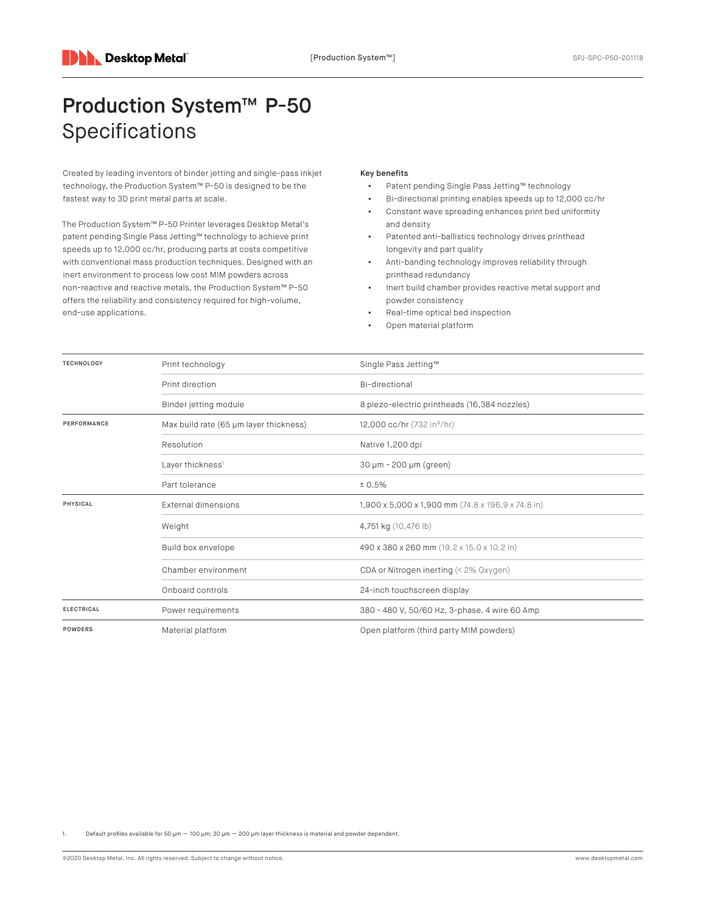# Production System™ P-50

## Specifications

Created by leading inventors of binder jetting and single-pass inkjet technology, the Production System™ P-50 is designed to be the fastest way to 3D print metal parts at scale.

The Production System™ P-50 Printer leverages Desktop Metal's patent pending Single Pass Jetting™ technology to achieve print speeds up to 12,000 cc/hr, producing parts at costs competitive with conventional mass production techniques. Designed with an inert environment to process low cost MIM powders across non-reactive and reactive metals, the Production System™ P-50 offers the reliability and consistency required for high-volume, end-use applications.

**Key benefits**

- Patent pending Single Pass Jetting™ technology
- Bi-directional printing enables speeds up to 12,000 cc/hr
- Constant wave spreading enhances print bed uniformity and density
- Patented anti-ballistics technology drives printhead longevity and part quality
- Anti-banding technology improves reliability through printhead redundancy
- Inert build chamber provides reactive metal support and powder consistency
- Real-time optical bed inspection
- Open material platform

| | | |
|---|---|---|
| **TECHNOLOGY** | Print technology | Single Pass Jetting™ |
| | Print direction | Bi-directional |
| | Binder jetting module | 8 piezo-electric printheads (16,384 nozzles) |
| **PERFORMANCE** | Max build rate (65 μm layer thickness) | 12,000 cc/hr (732 in³/hr) |
| | Resolution | Native 1,200 dpi |
| | Layer thickness[1] | 30 μm - 200 μm (green) |
| | Part tolerance | ± 0.5% |
| **PHYSICAL** | External dimensions | 1,900 x 5,000 x 1,900 mm (74.8 x 196.9 x 74.8 in) |
| | Weight | 4,751 kg (10,476 lb) |
| | Build box envelope | 490 x 380 x 260 mm (19.2 x 15.0 x 10.2 in) |
| | Chamber environment | CDA or Nitrogen inerting (< 2% Oxygen) |
| | Onboard controls | 24-inch touchscreen display |
| **ELECTRICAL** | Power requirements | 380 - 480 V, 50/60 Hz, 3-phase, 4 wire 60 Amp |
| **POWDERS** | Material platform | Open platform (third party MIM powders) |

1. Default profiles available for 50 μm — 100 μm; 30 μm — 200 μm layer thickness is material and powder dependent.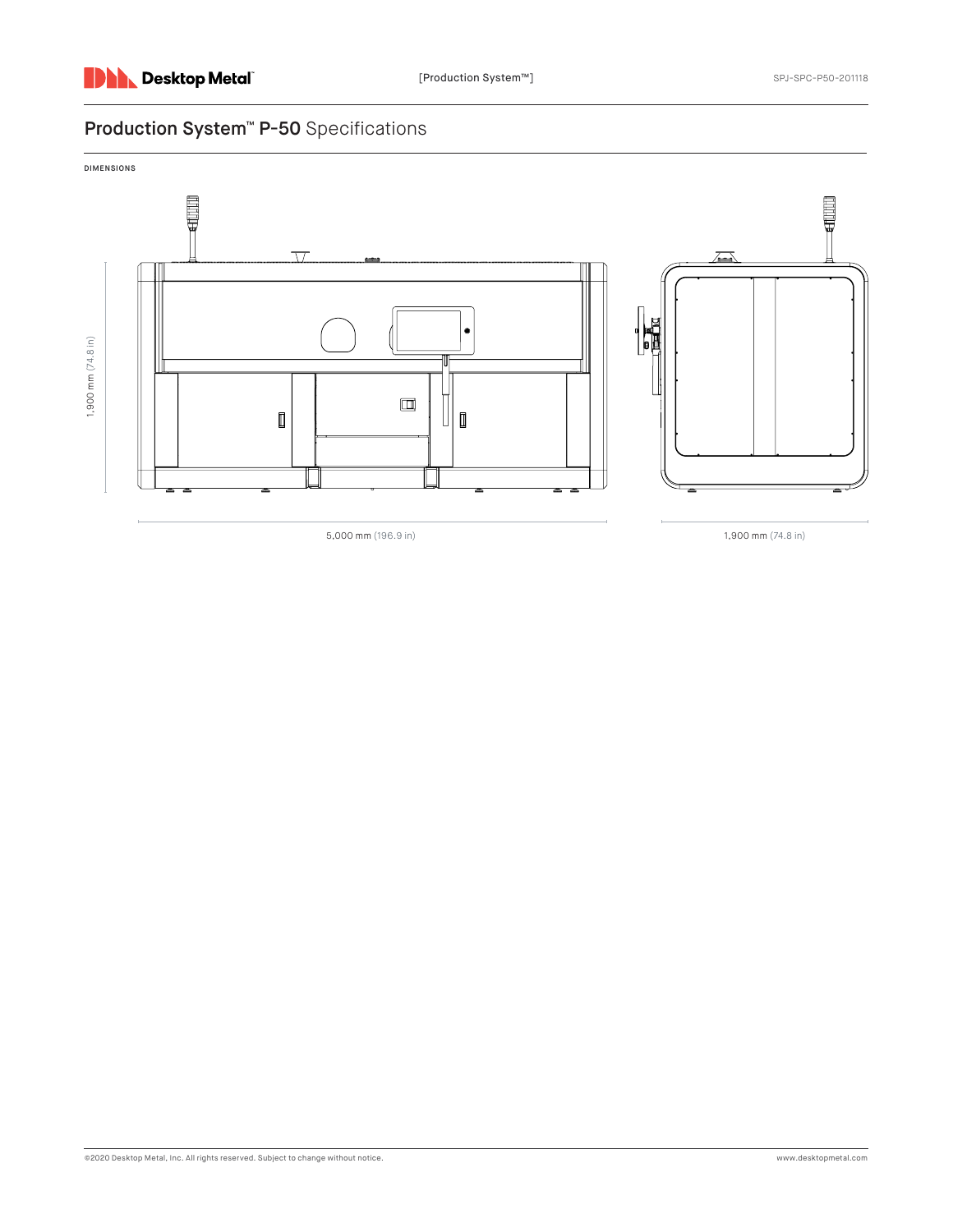# Production System™ P-50 Specifications

DIMENSIONS

1,900 mm (74.8 in)

5,000 mm (196.9 in)

1,900 mm (74.8 in)